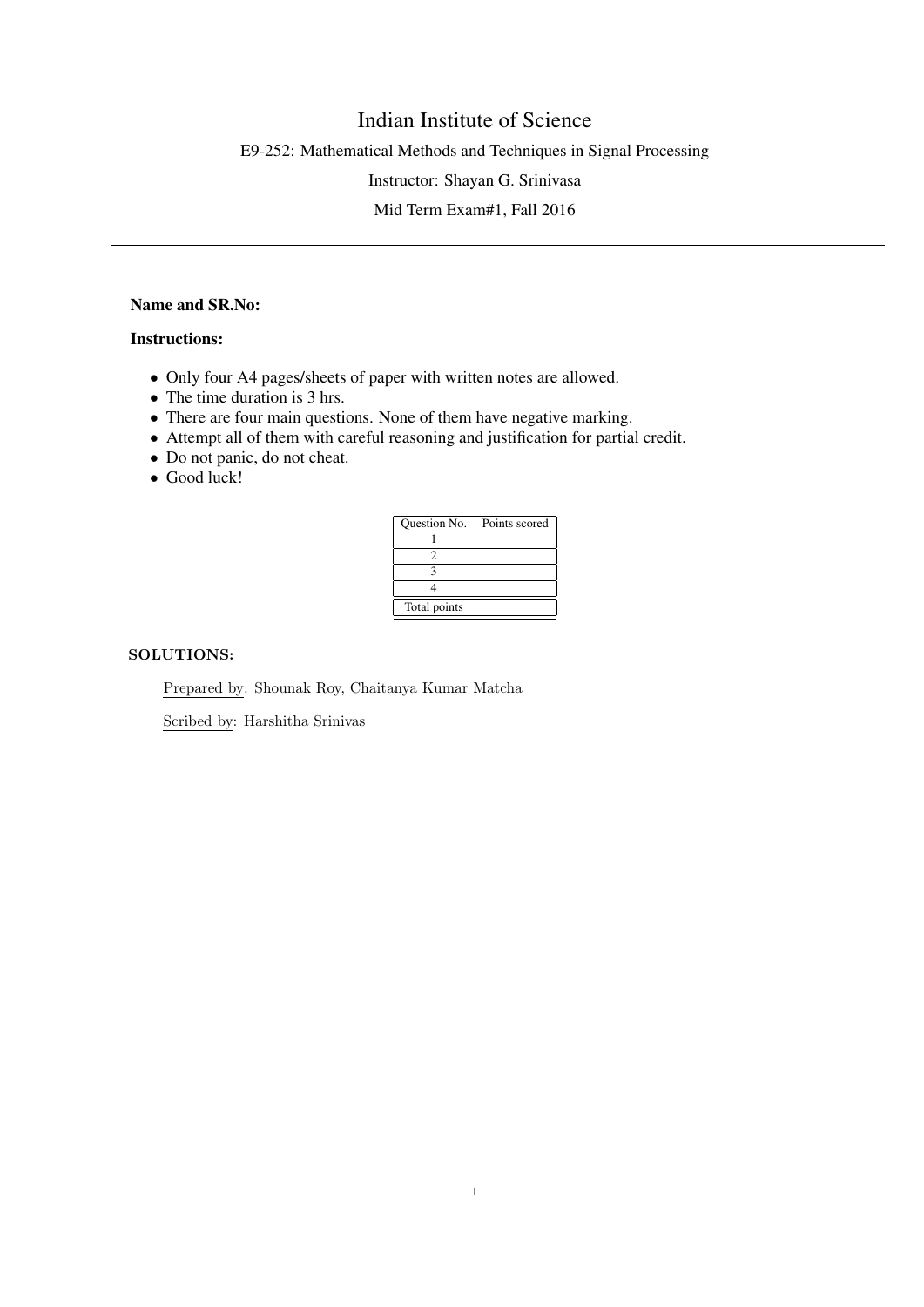# Indian Institute of Science

E9-252: Mathematical Methods and Techniques in Signal Processing

Instructor: Shayan G. Srinivasa

Mid Term Exam#1, Fall 2016

---

**Name and SR.No:**

**Instructions:**

- Only four A4 pages/sheets of paper with written notes are allowed.
- The time duration is 3 hrs.
- There are four main questions. None of them have negative marking.
- Attempt all of them with careful reasoning and justification for partial credit.
- Do not panic, do not cheat.
- Good luck!

| Question No. | Points scored |
|---|---|
| 1 | |
| 2 | |
| 3 | |
| 4 | |
| Total points | |

**SOLUTIONS:**

Prepared by: Shounak Roy, Chaitanya Kumar Matcha

Scribed by: Harshitha Srinivas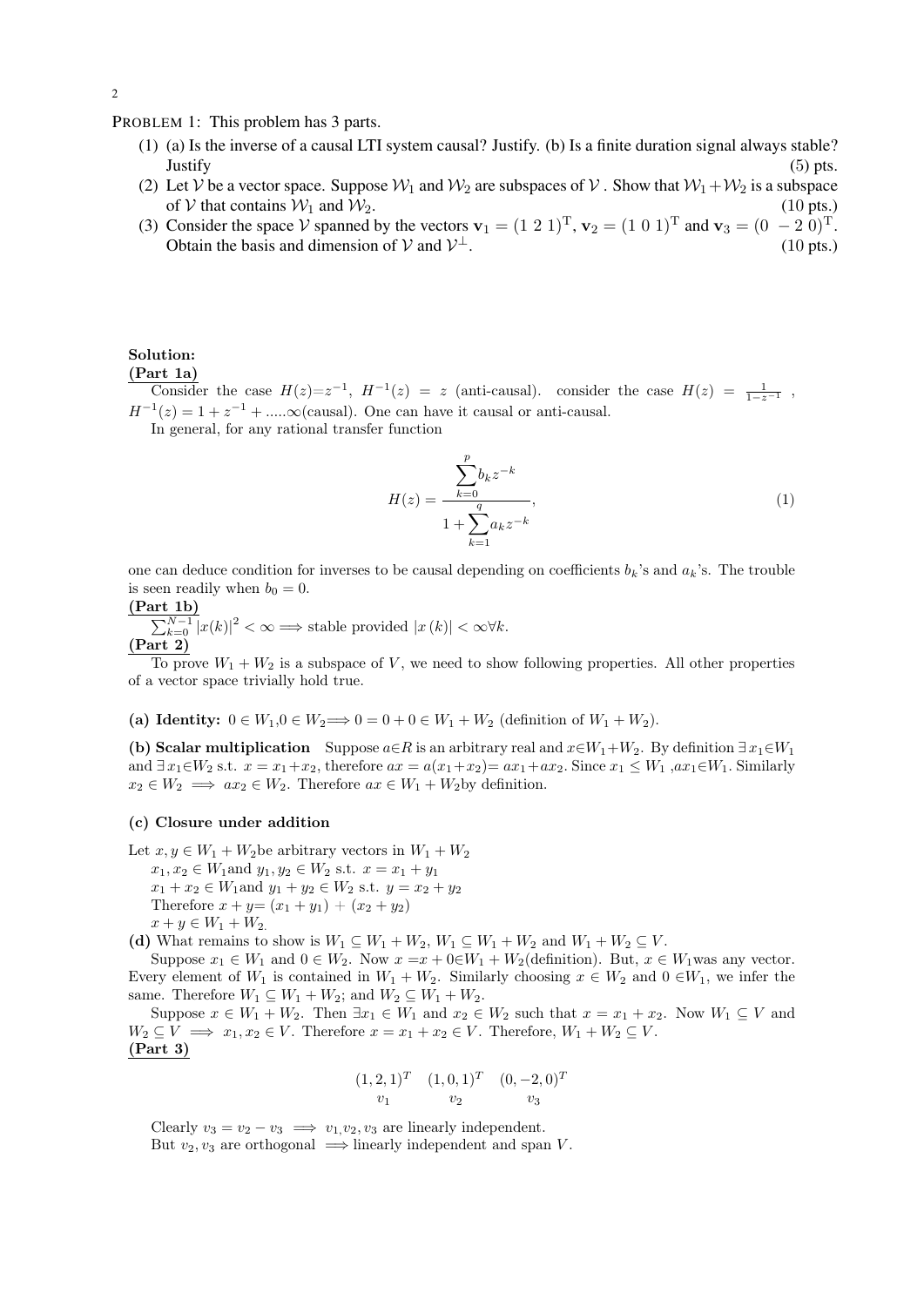PROBLEM 1: This problem has 3 parts.

1. (a) Is the inverse of a causal LTI system causal? Justify. (b) Is a finite duration signal always stable? Justify (5) pts.
2. Let $\mathcal{V}$ be a vector space. Suppose $\mathcal{W}_1$ and $\mathcal{W}_2$ are subspaces of $\mathcal{V}$. Show that $\mathcal{W}_1 + \mathcal{W}_2$ is a subspace of $\mathcal{V}$ that contains $\mathcal{W}_1$ and $\mathcal{W}_2$. (10 pts.)
3. Consider the space $\mathcal{V}$ spanned by the vectors $\mathbf{v}_1 = (1\ 2\ 1)^{\mathrm{T}}$, $\mathbf{v}_2 = (1\ 0\ 1)^{\mathrm{T}}$ and $\mathbf{v}_3 = (0\ -2\ 0)^{\mathrm{T}}$. Obtain the basis and dimension of $\mathcal{V}$ and $\mathcal{V}^{\perp}$. (10 pts.)

**Solution:**

**(Part 1a)**

Consider the case $H(z)=z^{-1}$, $H^{-1}(z) = z$ (anti-causal). consider the case $H(z) = \frac{1}{1-z^{-1}}$, $H^{-1}(z) = 1 + z^{-1} + .....\infty$(causal). One can have it causal or anti-causal.

In general, for any rational transfer function

$$H(z) = \frac{\sum_{k=0}^{p} b_k z^{-k}}{1 + \sum_{k=1}^{q} a_k z^{-k}}, \tag{1}$$

one can deduce condition for inverses to be causal depending on coefficients $b_k$'s and $a_k$'s. The trouble is seen readily when $b_0 = 0$.

**(Part 1b)**

$\sum_{k=0}^{N-1} |x(k)|^2 < \infty \Longrightarrow$ stable provided $|x(k)| < \infty \forall k$.

**(Part 2)**

To prove $W_1 + W_2$ is a subspace of $V$, we need to show following properties. All other properties of a vector space trivially hold true.

**(a) Identity:** $0 \in W_1, 0 \in W_2 \Longrightarrow 0 = 0 + 0 \in W_1 + W_2$ (definition of $W_1 + W_2$).

**(b) Scalar multiplication** Suppose $a \in R$ is an arbitrary real and $x \in W_1 + W_2$. By definition $\exists x_1 \in W_1$ and $\exists x_1 \in W_2$ s.t. $x = x_1 + x_2$, therefore $ax = a(x_1 + x_2) = ax_1 + ax_2$. Since $x_1 \leq W_1$, $ax_1 \in W_1$. Similarly $x_2 \in W_2 \implies ax_2 \in W_2$. Therefore $ax \in W_1 + W_2$by definition.

**(c) Closure under addition**

Let $x, y \in W_1 + W_2$be arbitrary vectors in $W_1 + W_2$

$x_1, x_2 \in W_1$and $y_1, y_2 \in W_2$ s.t. $x = x_1 + y_1$

$x_1 + x_2 \in W_1$and $y_1 + y_2 \in W_2$ s.t. $y = x_2 + y_2$

Therefore $x + y = (x_1 + y_1) + (x_2 + y_2)$

$x + y \in W_1 + W_2.$

**(d)** What remains to show is $W_1 \subseteq W_1 + W_2$, $W_1 \subseteq W_1 + W_2$ and $W_1 + W_2 \subseteq V$.

Suppose $x_1 \in W_1$ and $0 \in W_2$. Now $x = x + 0 \in W_1 + W_2$(definition). But, $x \in W_1$was any vector. Every element of $W_1$ is contained in $W_1 + W_2$. Similarly choosing $x \in W_2$ and $0 \in W_1$, we infer the same. Therefore $W_1 \subseteq W_1 + W_2$; and $W_2 \subseteq W_1 + W_2$.

Suppose $x \in W_1 + W_2$. Then $\exists x_1 \in W_1$ and $x_2 \in W_2$ such that $x = x_1 + x_2$. Now $W_1 \subseteq V$ and $W_2 \subseteq V \implies x_1, x_2 \in V$. Therefore $x = x_1 + x_2 \in V$. Therefore, $W_1 + W_2 \subseteq V$.

**(Part 3)**

$$\underset{v_1}{(1,2,1)^T} \quad \underset{v_2}{(1,0,1)^T} \quad \underset{v_3}{(0,-2,0)^T}$$

Clearly $v_3 = v_2 - v_3 \implies v_1, v_2, v_3$ are linearly independent.

But $v_2, v_3$ are orthogonal $\implies$ linearly independent and span $V$.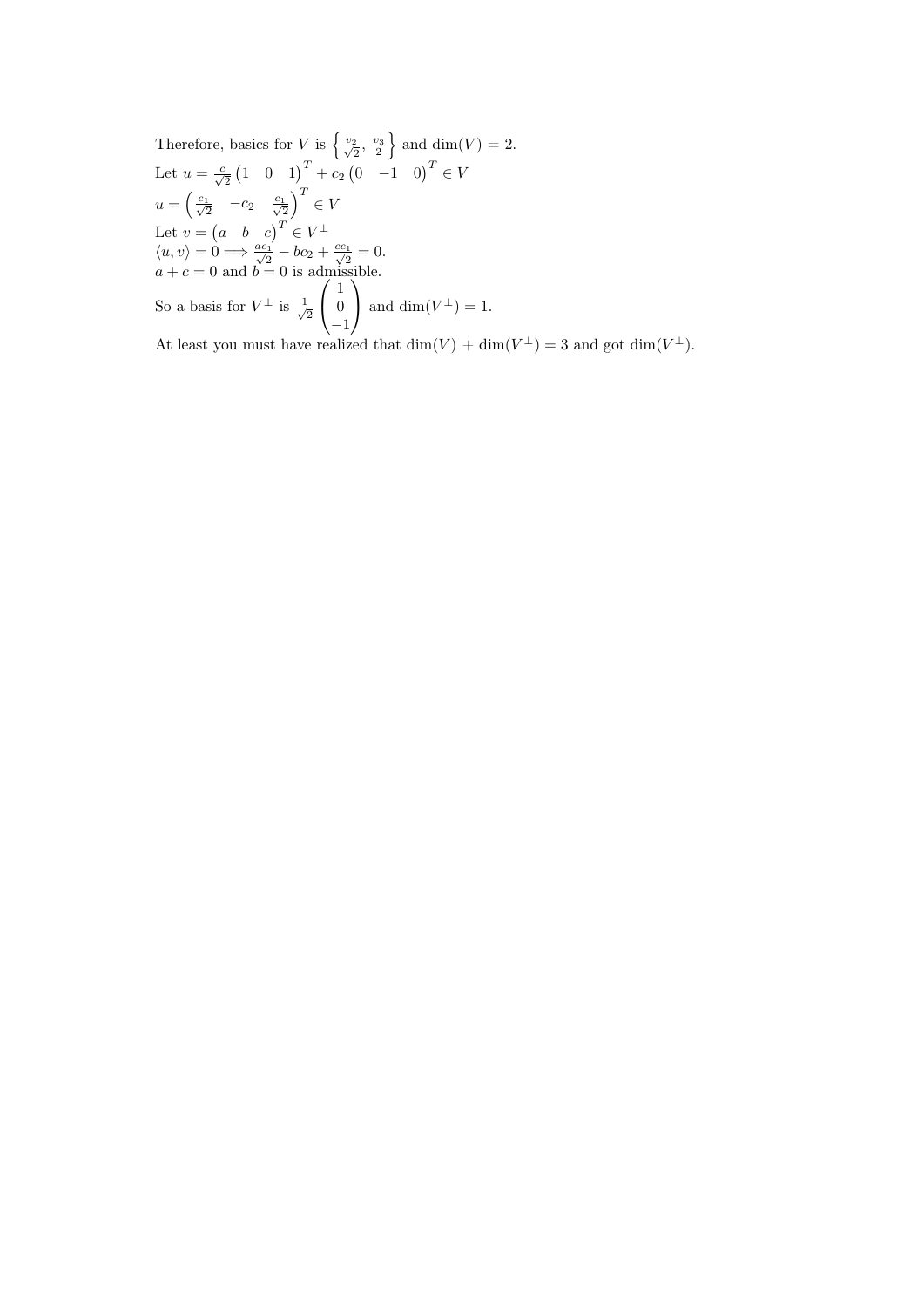Therefore, basics for $V$ is $\left\{ \frac{v_2}{\sqrt{2}},\ \frac{v_3}{2} \right\}$ and $\dim(V) = 2$.

Let $u = \frac{c}{\sqrt{2}} \begin{pmatrix} 1 & 0 & 1 \end{pmatrix}^T + c_2 \begin{pmatrix} 0 & -1 & 0 \end{pmatrix}^T \in V$

$u = \begin{pmatrix} \frac{c_1}{\sqrt{2}} & -c_2 & \frac{c_1}{\sqrt{2}} \end{pmatrix}^T \in V$

Let $v = \begin{pmatrix} a & b & c \end{pmatrix}^T \in V^{\perp}$

$\langle u, v \rangle = 0 \Longrightarrow \frac{ac_1}{\sqrt{2}} - bc_2 + \frac{cc_1}{\sqrt{2}} = 0.$

$a + c = 0$ and $b = 0$ is admissible.

So a basis for $V^{\perp}$ is $\frac{1}{\sqrt{2}} \begin{pmatrix} 1 \\ 0 \\ -1 \end{pmatrix}$ and $\dim(V^{\perp}) = 1$.

At least you must have realized that $\dim(V) + \dim(V^{\perp}) = 3$ and got $\dim(V^{\perp})$.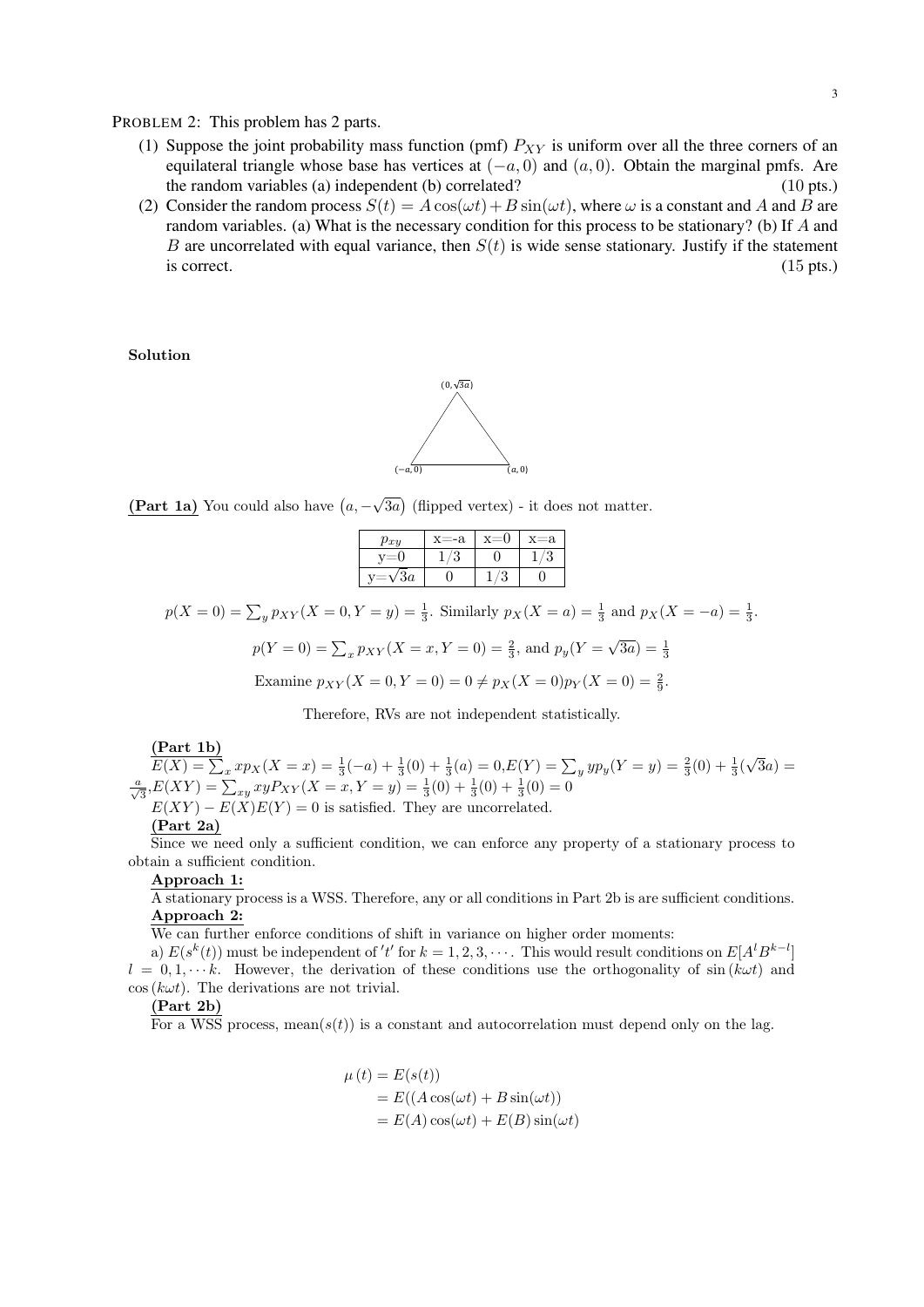PROBLEM 2: This problem has 2 parts.

(1) Suppose the joint probability mass function (pmf) $P_{XY}$ is uniform over all the three corners of an equilateral triangle whose base has vertices at $(-a, 0)$ and $(a, 0)$. Obtain the marginal pmfs. Are the random variables (a) independent (b) correlated? (10 pts.)

(2) Consider the random process $S(t) = A\cos(\omega t) + B\sin(\omega t)$, where $\omega$ is a constant and $A$ and $B$ are random variables. (a) What is the necessary condition for this process to be stationary? (b) If $A$ and $B$ are uncorrelated with equal variance, then $S(t)$ is wide sense stationary. Justify if the statement is correct. (15 pts.)

**Solution**

$(0, \sqrt{3}a)$

$(-a, 0)$ $\quad$ $(a, 0)$

**<u>(Part 1a)</u>** You could also have $(a, -\sqrt{3a})$ (flipped vertex) - it does not matter.

| $p_{xy}$ | x=-a | x=0 | x=a |
|---|---|---|---|
| y=0 | $1/3$ | 0 | $1/3$ |
| y=$\sqrt{3}a$ | 0 | $1/3$ | 0 |

$p(X = 0) = \sum_y p_{XY}(X = 0, Y = y) = \frac{1}{3}$. Similarly $p_X(X = a) = \frac{1}{3}$ and $p_X(X = -a) = \frac{1}{3}$.

$$p(Y = 0) = \sum_x p_{XY}(X = x, Y = 0) = \frac{2}{3}, \text{ and } p_y(Y = \sqrt{3a}) = \frac{1}{3}$$

$$\text{Examine } p_{XY}(X = 0, Y = 0) = 0 \neq p_X(X = 0)p_Y(X = 0) = \frac{2}{9}.$$

Therefore, RVs are not independent statistically.

**<u>(Part 1b)</u>**
$E(X) = \sum_x x p_X(X = x) = \frac{1}{3}(-a) + \frac{1}{3}(0) + \frac{1}{3}(a) = 0, E(Y) = \sum_y y p_y(Y = y) = \frac{2}{3}(0) + \frac{1}{3}(\sqrt{3}a) = \frac{a}{\sqrt{3}}, E(XY) = \sum_{xy} xy P_{XY}(X = x, Y = y) = \frac{1}{3}(0) + \frac{1}{3}(0) + \frac{1}{3}(0) = 0$

$E(XY) - E(X)E(Y) = 0$ is satisfied. They are uncorrelated.

**<u>(Part 2a)</u>**

Since we need only a sufficient condition, we can enforce any property of a stationary process to obtain a sufficient condition.

**<u>Approach 1:</u>**

A stationary process is a WSS. Therefore, any or all conditions in Part 2b is are sufficient conditions.

**<u>Approach 2:</u>**

We can further enforce conditions of shift in variance on higher order moments:

a) $E(s^k(t))$ must be independent of $'t'$ for $k = 1, 2, 3, \cdots$. This would result conditions on $E[A^l B^{k-l}]$ $l = 0, 1, \cdots k$. However, the derivation of these conditions use the orthogonality of $\sin(k\omega t)$ and $\cos(k\omega t)$. The derivations are not trivial.

**<u>(Part 2b)</u>**

For a WSS process, mean$(s(t))$ is a constant and autocorrelation must depend only on the lag.

$$\begin{aligned}
\mu(t) &= E(s(t)) \\
&= E((A\cos(\omega t) + B\sin(\omega t)) \\
&= E(A)\cos(\omega t) + E(B)\sin(\omega t)
\end{aligned}$$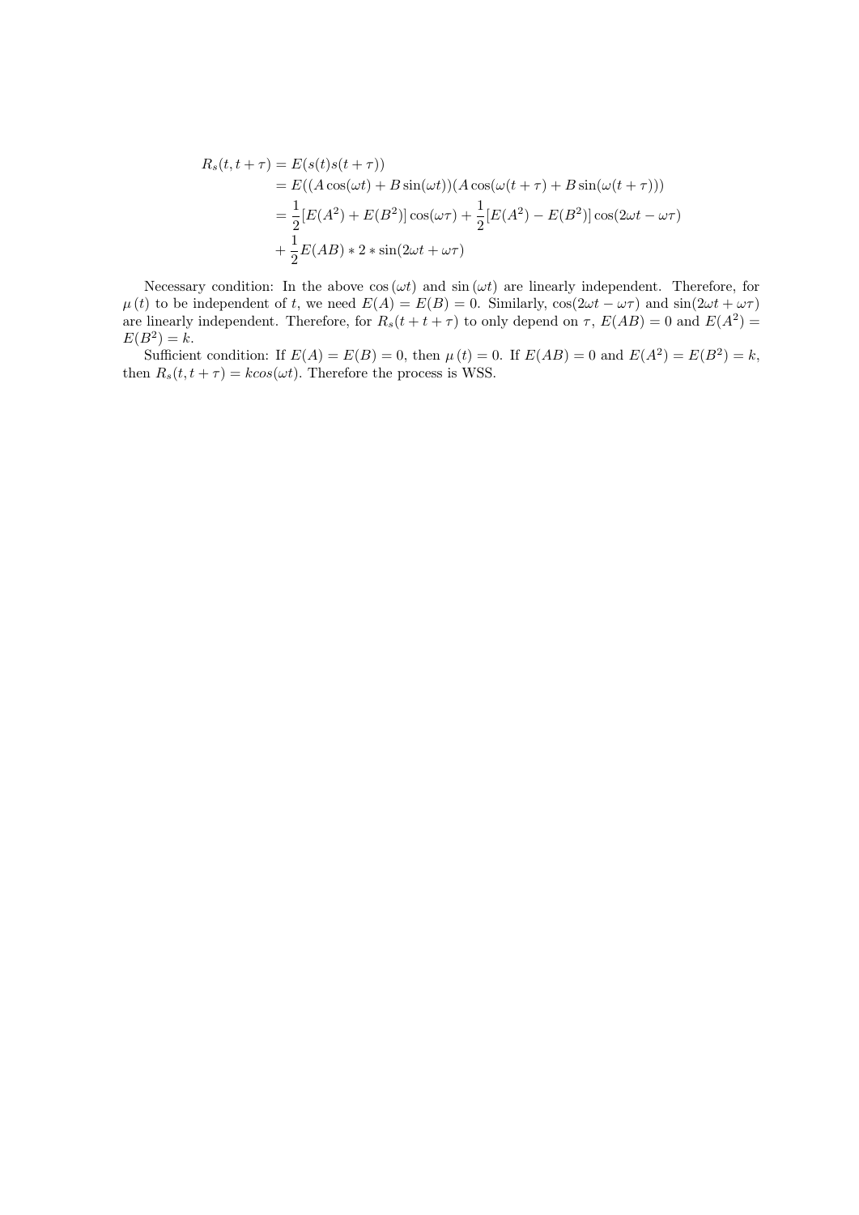$$
\begin{aligned}
R_s(t, t+\tau) &= E(s(t)s(t+\tau)) \\
&= E((A\cos(\omega t) + B\sin(\omega t))(A\cos(\omega(t+\tau) + B\sin(\omega(t+\tau))) \\
&= \frac{1}{2}[E(A^2) + E(B^2)]\cos(\omega\tau) + \frac{1}{2}[E(A^2) - E(B^2)]\cos(2\omega t - \omega\tau) \\
&+ \frac{1}{2}E(AB) * 2 * \sin(2\omega t + \omega\tau)
\end{aligned}
$$

Necessary condition: In the above $\cos(\omega t)$ and $\sin(\omega t)$ are linearly independent. Therefore, for $\mu(t)$ to be independent of $t$, we need $E(A) = E(B) = 0$. Similarly, $\cos(2\omega t - \omega\tau)$ and $\sin(2\omega t + \omega\tau)$ are linearly independent. Therefore, for $R_s(t + t + \tau)$ to only depend on $\tau$, $E(AB) = 0$ and $E(A^2) = E(B^2) = k$.

Sufficient condition: If $E(A) = E(B) = 0$, then $\mu(t) = 0$. If $E(AB) = 0$ and $E(A^2) = E(B^2) = k$, then $R_s(t, t + \tau) = kcos(\omega t)$. Therefore the process is WSS.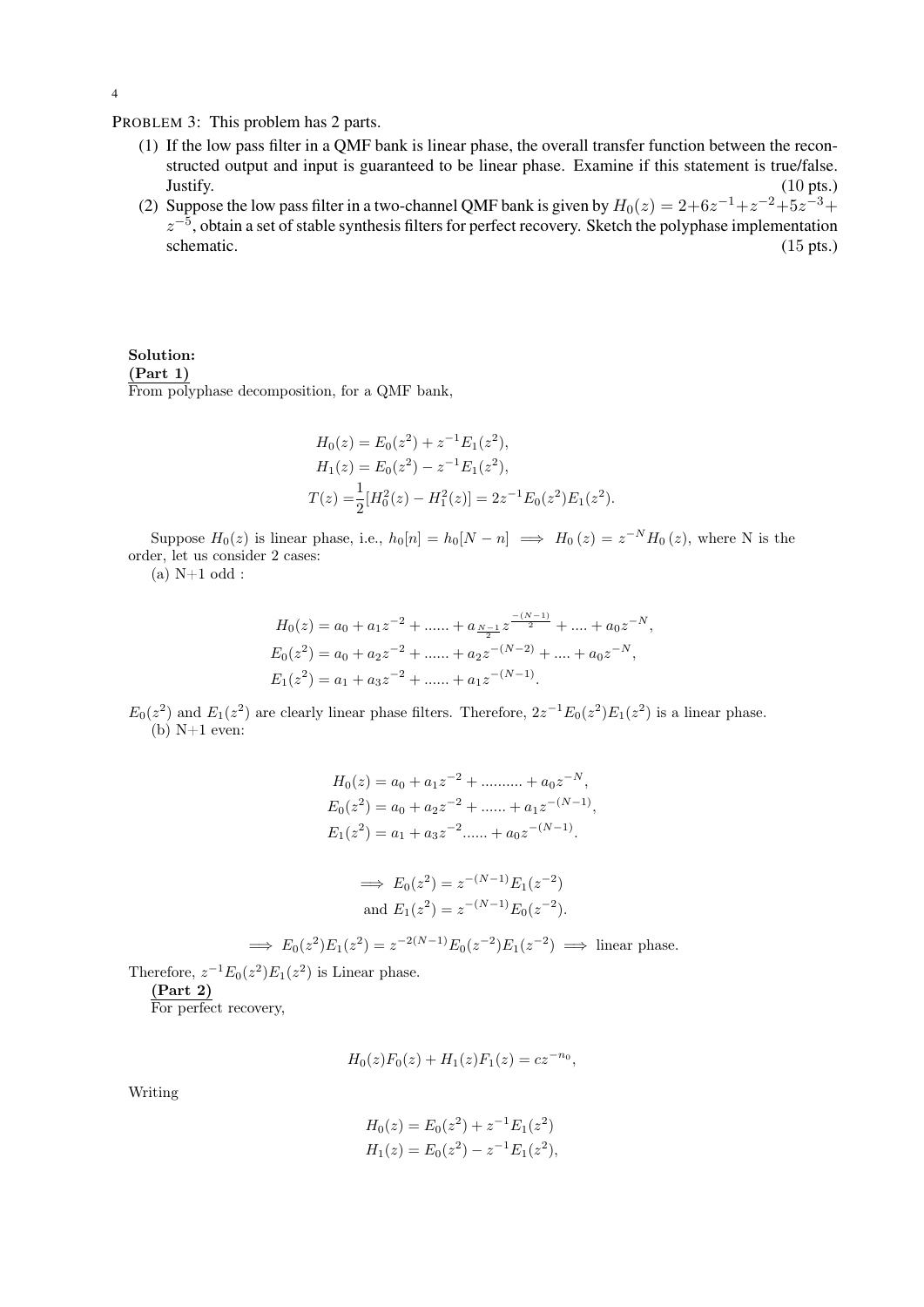PROBLEM 3: This problem has 2 parts.

(1) If the low pass filter in a QMF bank is linear phase, the overall transfer function between the reconstructed output and input is guaranteed to be linear phase. Examine if this statement is true/false. Justify. (10 pts.)

(2) Suppose the low pass filter in a two-channel QMF bank is given by $H_0(z) = 2+6z^{-1}+z^{-2}+5z^{-3}+z^{-5}$, obtain a set of stable synthesis filters for perfect recovery. Sketch the polyphase implementation schematic. (15 pts.)

**Solution:**

**(Part 1)**

From polyphase decomposition, for a QMF bank,

$$
\begin{aligned}
H_0(z) &= E_0(z^2) + z^{-1}E_1(z^2), \\
H_1(z) &= E_0(z^2) - z^{-1}E_1(z^2), \\
T(z) &= \frac{1}{2}[H_0^2(z) - H_1^2(z)] = 2z^{-1}E_0(z^2)E_1(z^2).
\end{aligned}
$$

Suppose $H_0(z)$ is linear phase, i.e., $h_0[n] = h_0[N-n] \implies H_0(z) = z^{-N}H_0(z)$, where N is the order, let us consider 2 cases:

(a) N+1 odd :

$$
\begin{aligned}
H_0(z) &= a_0 + a_1 z^{-2} + ...... + a_{\frac{N-1}{2}} z^{\frac{-(N-1)}{2}} + .... + a_0 z^{-N}, \\
E_0(z^2) &= a_0 + a_2 z^{-2} + ...... + a_2 z^{-(N-2)} + .... + a_0 z^{-N}, \\
E_1(z^2) &= a_1 + a_3 z^{-2} + ...... + a_1 z^{-(N-1)}.
\end{aligned}
$$

$E_0(z^2)$ and $E_1(z^2)$ are clearly linear phase filters. Therefore, $2z^{-1}E_0(z^2)E_1(z^2)$ is a linear phase.

(b) N+1 even:

$$
\begin{aligned}
H_0(z) &= a_0 + a_1 z^{-2} + .......... + a_0 z^{-N}, \\
E_0(z^2) &= a_0 + a_2 z^{-2} + ...... + a_1 z^{-(N-1)}, \\
E_1(z^2) &= a_1 + a_3 z^{-2} ...... + a_0 z^{-(N-1)}.
\end{aligned}
$$

$$
\begin{aligned}
&\implies E_0(z^2) = z^{-(N-1)}E_1(z^{-2}) \\
&\text{and } E_1(z^2) = z^{-(N-1)}E_0(z^{-2}).
\end{aligned}
$$

$$
\implies E_0(z^2)E_1(z^2) = z^{-2(N-1)}E_0(z^{-2})E_1(z^{-2}) \implies \text{linear phase.}
$$

Therefore, $z^{-1}E_0(z^2)E_1(z^2)$ is Linear phase.

**(Part 2)**

For perfect recovery,

$$
H_0(z)F_0(z) + H_1(z)F_1(z) = cz^{-n_0},
$$

Writing

$$
\begin{aligned}
H_0(z) &= E_0(z^2) + z^{-1}E_1(z^2) \\
H_1(z) &= E_0(z^2) - z^{-1}E_1(z^2),
\end{aligned}
$$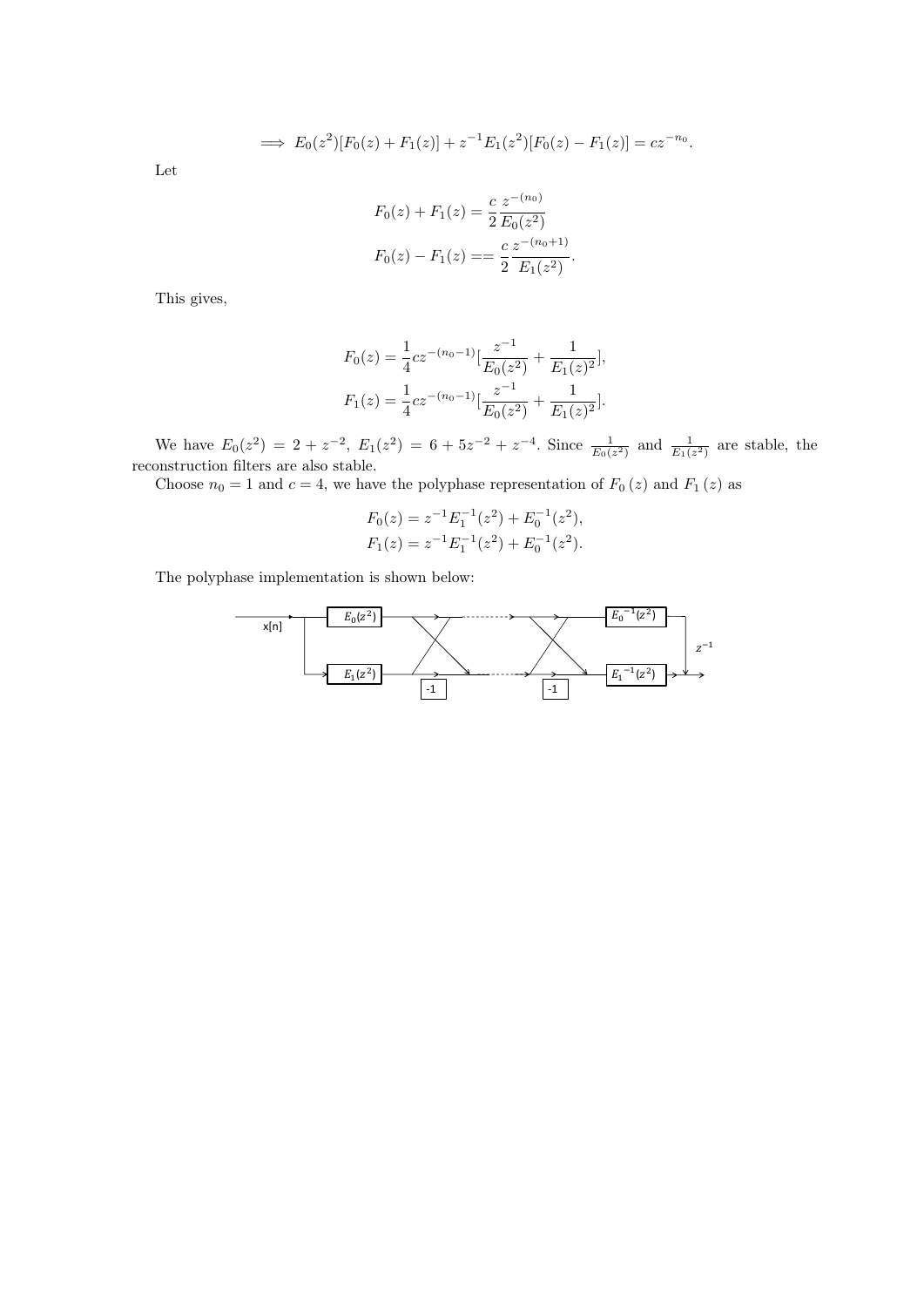$$\implies E_0(z^2)[F_0(z) + F_1(z)] + z^{-1}E_1(z^2)[F_0(z) - F_1(z)] = cz^{-n_0}.$$

Let

$$F_0(z) + F_1(z) = \frac{c}{2}\frac{z^{-(n_0)}}{E_0(z^2)}$$
$$F_0(z) - F_1(z) == \frac{c}{2}\frac{z^{-(n_0+1)}}{E_1(z^2)}.$$

This gives,

$$F_0(z) = \frac{1}{4}cz^{-(n_0-1)}[\frac{z^{-1}}{E_0(z^2)} + \frac{1}{E_1(z)^2}],$$
$$F_1(z) = \frac{1}{4}cz^{-(n_0-1)}[\frac{z^{-1}}{E_0(z^2)} + \frac{1}{E_1(z)^2}].$$

We have $E_0(z^2) = 2 + z^{-2}$, $E_1(z^2) = 6 + 5z^{-2} + z^{-4}$. Since $\frac{1}{E_0(z^2)}$ and $\frac{1}{E_1(z^2)}$ are stable, the reconstruction filters are also stable.

Choose $n_0 = 1$ and $c = 4$, we have the polyphase representation of $F_0(z)$ and $F_1(z)$ as

$$F_0(z) = z^{-1}E_1^{-1}(z^2) + E_0^{-1}(z^2),$$
$$F_1(z) = z^{-1}E_1^{-1}(z^2) + E_0^{-1}(z^2).$$

The polyphase implementation is shown below: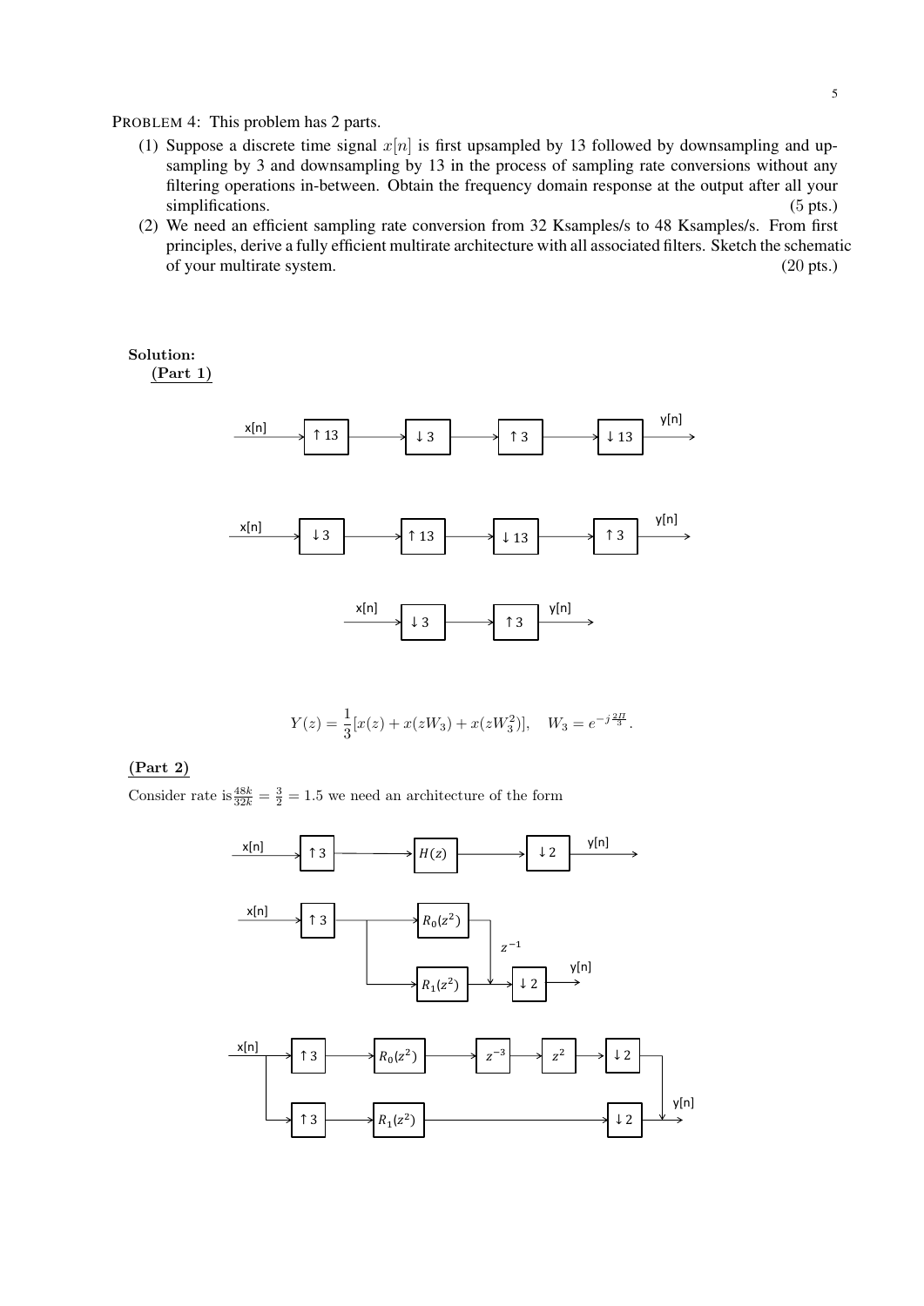PROBLEM 4: This problem has 2 parts.

(1) Suppose a discrete time signal $x[n]$ is first upsampled by 13 followed by downsampling and upsampling by 3 and downsampling by 13 in the process of sampling rate conversions without any filtering operations in-between. Obtain the frequency domain response at the output after all your simplifications. (5 pts.)

(2) We need an efficient sampling rate conversion from 32 Ksamples/s to 48 Ksamples/s. From first principles, derive a fully efficient multirate architecture with all associated filters. Sketch the schematic of your multirate system. (20 pts.)

**Solution:**

**(Part 1)**

x[n] → ↑13 → ↓3 → ↑3 → ↓13 → y[n]

x[n] → ↓3 → ↑13 → ↓13 → ↑3 → y[n]

x[n] → ↓3 → ↑3 → y[n]

$$Y(z) = \frac{1}{3}[x(z) + x(zW_3) + x(zW_3^2)], \quad W_3 = e^{-j\frac{2\Pi}{3}}.$$

**(Part 2)**

Consider rate is $\frac{48k}{32k} = \frac{3}{2} = 1.5$ we need an architecture of the form

x[n] → ↑3 → $H(z)$ → ↓2 → y[n]

x[n] → ↑3 → [$R_0(z^2)$, $R_1(z^2)$], $z^{-1}$ → ↓2 → y[n]

x[n] → ↑3 → $R_0(z^2)$ → $z^{-3}$ → $z^2$ → ↓2 → y[n]

x[n] → ↑3 → $R_1(z^2)$ → ↓2 → y[n]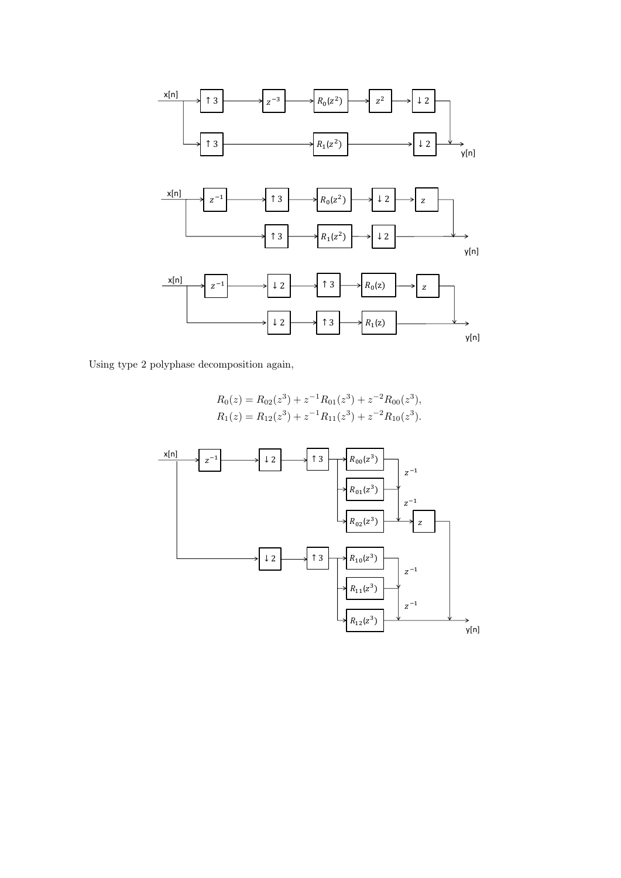Using type 2 polyphase decomposition again,

$$R_0(z) = R_{02}(z^3) + z^{-1}R_{01}(z^3) + z^{-2}R_{00}(z^3),$$
$$R_1(z) = R_{12}(z^3) + z^{-1}R_{11}(z^3) + z^{-2}R_{10}(z^3).$$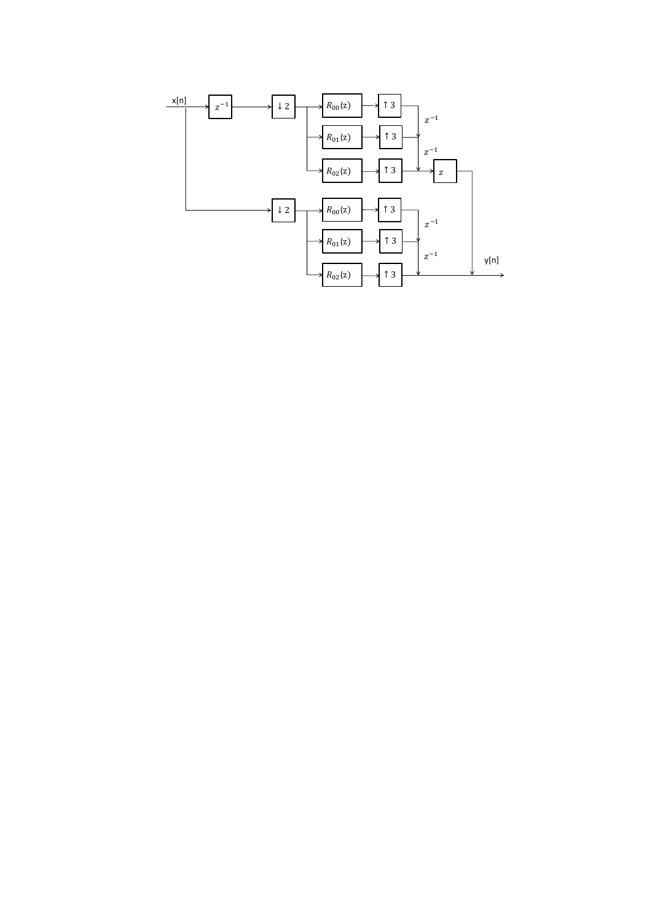x[n]

$z^{-1}$

$\downarrow 2$

$R_{00}$(z)

$R_{01}$(z)

$R_{02}$(z)

$\uparrow 3$

$\uparrow 3$

$\uparrow 3$

$z^{-1}$

$z^{-1}$

$z$

$\downarrow 2$

$R_{00}$(z)

$R_{01}$(z)

$R_{02}$(z)

$\uparrow 3$

$\uparrow 3$

$\uparrow 3$

$z^{-1}$

$z^{-1}$

y[n]